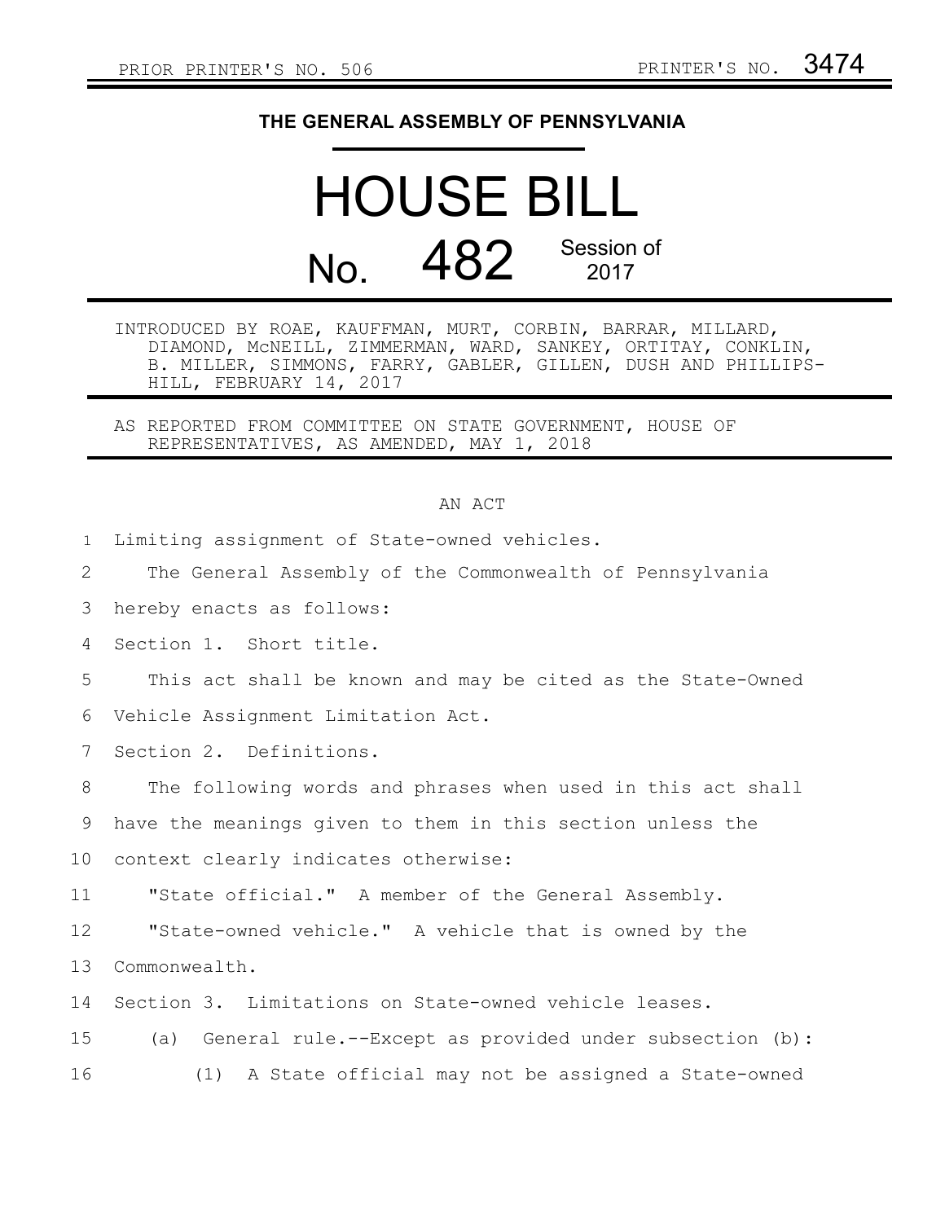PRIOR PRINTER'S NO. 506 PRINTER'S NO. 3474

# THE GENERAL ASSEMBLY OF PENNSYLVANIA

# HOUSE BILL

## No. 482 Session of 2017

INTRODUCED BY ROAE, KAUFFMAN, MURT, CORBIN, BARRAR, MILLARD, DIAMOND, McNEILL, ZIMMERMAN, WARD, SANKEY, ORTITAY, CONKLIN, B. MILLER, SIMMONS, FARRY, GABLER, GILLEN, DUSH AND PHILLIPS-HILL, FEBRUARY 14, 2017

AS REPORTED FROM COMMITTEE ON STATE GOVERNMENT, HOUSE OF REPRESENTATIVES, AS AMENDED, MAY 1, 2018

AN ACT

Limiting assignment of State-owned vehicles.

The General Assembly of the Commonwealth of Pennsylvania hereby enacts as follows:

Section 1. Short title.

This act shall be known and may be cited as the State-Owned Vehicle Assignment Limitation Act.

Section 2. Definitions.

The following words and phrases when used in this act shall have the meanings given to them in this section unless the context clearly indicates otherwise:

"State official." A member of the General Assembly.

"State-owned vehicle." A vehicle that is owned by the Commonwealth.

Section 3. Limitations on State-owned vehicle leases.

(a) General rule.--Except as provided under subsection (b):

(1) A State official may not be assigned a State-owned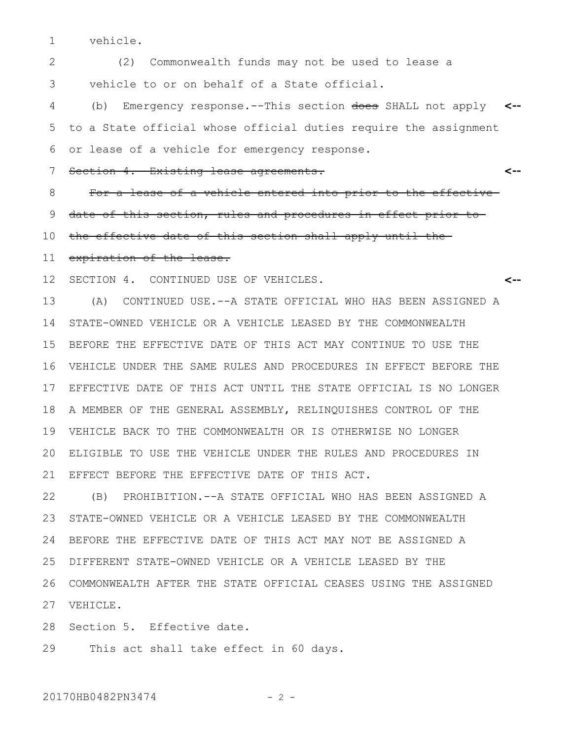vehicle.

(2) Commonwealth funds may not be used to lease a vehicle to or on behalf of a State official.

(b) Emergency response.--This section ~~does~~ SHALL not apply to a State official whose official duties require the assignment or lease of a vehicle for emergency response.

~~Section 4. Existing lease agreements.~~

~~For a lease of a vehicle entered into prior to the effective date of this section, rules and procedures in effect prior to the effective date of this section shall apply until the expiration of the lease.~~

SECTION 4. CONTINUED USE OF VEHICLES.

(A) CONTINUED USE.--A STATE OFFICIAL WHO HAS BEEN ASSIGNED A STATE-OWNED VEHICLE OR A VEHICLE LEASED BY THE COMMONWEALTH BEFORE THE EFFECTIVE DATE OF THIS ACT MAY CONTINUE TO USE THE VEHICLE UNDER THE SAME RULES AND PROCEDURES IN EFFECT BEFORE THE EFFECTIVE DATE OF THIS ACT UNTIL THE STATE OFFICIAL IS NO LONGER A MEMBER OF THE GENERAL ASSEMBLY, RELINQUISHES CONTROL OF THE VEHICLE BACK TO THE COMMONWEALTH OR IS OTHERWISE NO LONGER ELIGIBLE TO USE THE VEHICLE UNDER THE RULES AND PROCEDURES IN EFFECT BEFORE THE EFFECTIVE DATE OF THIS ACT.

(B) PROHIBITION.--A STATE OFFICIAL WHO HAS BEEN ASSIGNED A STATE-OWNED VEHICLE OR A VEHICLE LEASED BY THE COMMONWEALTH BEFORE THE EFFECTIVE DATE OF THIS ACT MAY NOT BE ASSIGNED A DIFFERENT STATE-OWNED VEHICLE OR A VEHICLE LEASED BY THE COMMONWEALTH AFTER THE STATE OFFICIAL CEASES USING THE ASSIGNED VEHICLE.

Section 5. Effective date.

This act shall take effect in 60 days.